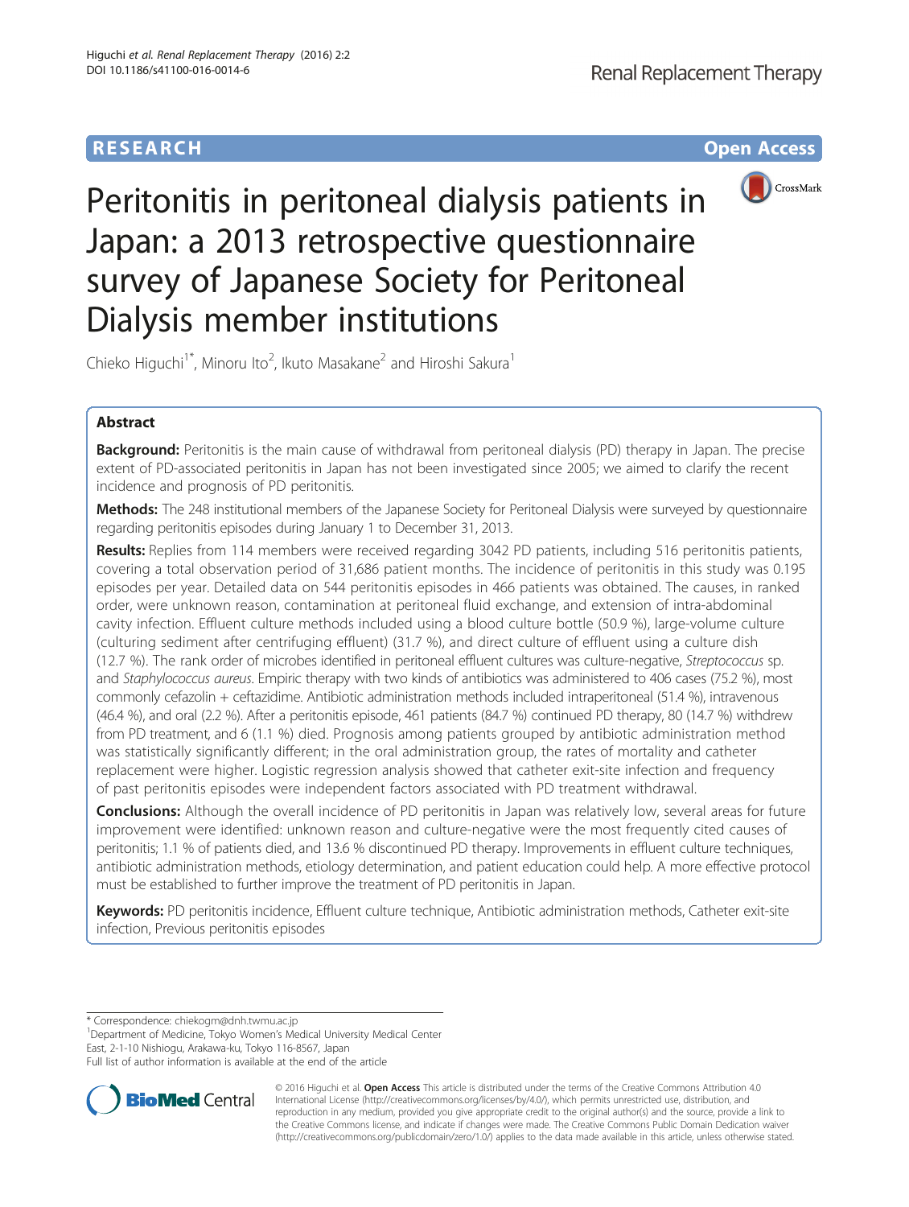RESEARCH **Open Access**

# Peritonitis in peritoneal dialysis patients in Japan: a 2013 retrospective questionnaire survey of Japanese Society for Peritoneal Dialysis member institutions

Chieko Higuchi[1*], Minoru Ito[2], Ikuto Masakane[2] and Hiroshi Sakura[1]

## Abstract

**Background:** Peritonitis is the main cause of withdrawal from peritoneal dialysis (PD) therapy in Japan. The precise extent of PD-associated peritonitis in Japan has not been investigated since 2005; we aimed to clarify the recent incidence and prognosis of PD peritonitis.

**Methods:** The 248 institutional members of the Japanese Society for Peritoneal Dialysis were surveyed by questionnaire regarding peritonitis episodes during January 1 to December 31, 2013.

**Results:** Replies from 114 members were received regarding 3042 PD patients, including 516 peritonitis patients, covering a total observation period of 31,686 patient months. The incidence of peritonitis in this study was 0.195 episodes per year. Detailed data on 544 peritonitis episodes in 466 patients was obtained. The causes, in ranked order, were unknown reason, contamination at peritoneal fluid exchange, and extension of intra-abdominal cavity infection. Effluent culture methods included using a blood culture bottle (50.9 %), large-volume culture (culturing sediment after centrifuging effluent) (31.7 %), and direct culture of effluent using a culture dish (12.7 %). The rank order of microbes identified in peritoneal effluent cultures was culture-negative, *Streptococcus* sp. and *Staphylococcus aureus*. Empiric therapy with two kinds of antibiotics was administered to 406 cases (75.2 %), most commonly cefazolin + ceftazidime. Antibiotic administration methods included intraperitoneal (51.4 %), intravenous (46.4 %), and oral (2.2 %). After a peritonitis episode, 461 patients (84.7 %) continued PD therapy, 80 (14.7 %) withdrew from PD treatment, and 6 (1.1 %) died. Prognosis among patients grouped by antibiotic administration method was statistically significantly different; in the oral administration group, the rates of mortality and catheter replacement were higher. Logistic regression analysis showed that catheter exit-site infection and frequency of past peritonitis episodes were independent factors associated with PD treatment withdrawal.

**Conclusions:** Although the overall incidence of PD peritonitis in Japan was relatively low, several areas for future improvement were identified: unknown reason and culture-negative were the most frequently cited causes of peritonitis; 1.1 % of patients died, and 13.6 % discontinued PD therapy. Improvements in effluent culture techniques, antibiotic administration methods, etiology determination, and patient education could help. A more effective protocol must be established to further improve the treatment of PD peritonitis in Japan.

**Keywords:** PD peritonitis incidence, Effluent culture technique, Antibiotic administration methods, Catheter exit-site infection, Previous peritonitis episodes

\* Correspondence: chiekogm@dnh.twmu.ac.jp
[1]Department of Medicine, Tokyo Women's Medical University Medical Center East, 2-1-10 Nishiogu, Arakawa-ku, Tokyo 116-8567, Japan
Full list of author information is available at the end of the article

© 2016 Higuchi et al. **Open Access** This article is distributed under the terms of the Creative Commons Attribution 4.0 International License (http://creativecommons.org/licenses/by/4.0/), which permits unrestricted use, distribution, and reproduction in any medium, provided you give appropriate credit to the original author(s) and the source, provide a link to the Creative Commons license, and indicate if changes were made. The Creative Commons Public Domain Dedication waiver (http://creativecommons.org/publicdomain/zero/1.0/) applies to the data made available in this article, unless otherwise stated.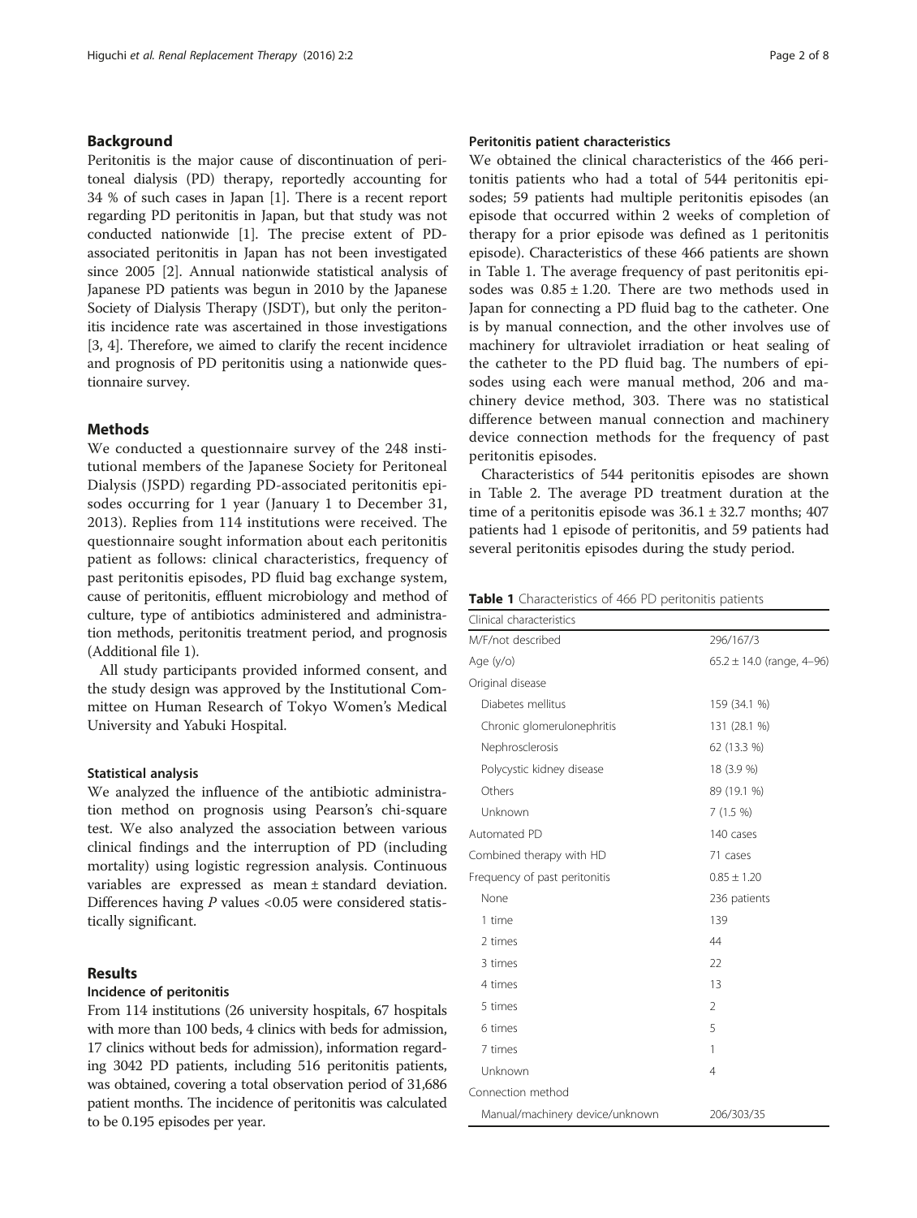## Background

Peritonitis is the major cause of discontinuation of peritoneal dialysis (PD) therapy, reportedly accounting for 34 % of such cases in Japan [1]. There is a recent report regarding PD peritonitis in Japan, but that study was not conducted nationwide [1]. The precise extent of PD-associated peritonitis in Japan has not been investigated since 2005 [2]. Annual nationwide statistical analysis of Japanese PD patients was begun in 2010 by the Japanese Society of Dialysis Therapy (JSDT), but only the peritonitis incidence rate was ascertained in those investigations [3, 4]. Therefore, we aimed to clarify the recent incidence and prognosis of PD peritonitis using a nationwide questionnaire survey.

## Methods

We conducted a questionnaire survey of the 248 institutional members of the Japanese Society for Peritoneal Dialysis (JSPD) regarding PD-associated peritonitis episodes occurring for 1 year (January 1 to December 31, 2013). Replies from 114 institutions were received. The questionnaire sought information about each peritonitis patient as follows: clinical characteristics, frequency of past peritonitis episodes, PD fluid bag exchange system, cause of peritonitis, effluent microbiology and method of culture, type of antibiotics administered and administration methods, peritonitis treatment period, and prognosis (Additional file 1).

All study participants provided informed consent, and the study design was approved by the Institutional Committee on Human Research of Tokyo Women's Medical University and Yabuki Hospital.

### Statistical analysis

We analyzed the influence of the antibiotic administration method on prognosis using Pearson's chi-square test. We also analyzed the association between various clinical findings and the interruption of PD (including mortality) using logistic regression analysis. Continuous variables are expressed as mean ± standard deviation. Differences having $P$ values <0.05 were considered statistically significant.

## Results

### Incidence of peritonitis

From 114 institutions (26 university hospitals, 67 hospitals with more than 100 beds, 4 clinics with beds for admission, 17 clinics without beds for admission), information regarding 3042 PD patients, including 516 peritonitis patients, was obtained, covering a total observation period of 31,686 patient months. The incidence of peritonitis was calculated to be 0.195 episodes per year.

### Peritonitis patient characteristics

We obtained the clinical characteristics of the 466 peritonitis patients who had a total of 544 peritonitis episodes; 59 patients had multiple peritonitis episodes (an episode that occurred within 2 weeks of completion of therapy for a prior episode was defined as 1 peritonitis episode). Characteristics of these 466 patients are shown in Table 1. The average frequency of past peritonitis episodes was 0.85 ± 1.20. There are two methods used in Japan for connecting a PD fluid bag to the catheter. One is by manual connection, and the other involves use of machinery for ultraviolet irradiation or heat sealing of the catheter to the PD fluid bag. The numbers of episodes using each were manual method, 206 and machinery device method, 303. There was no statistical difference between manual connection and machinery device connection methods for the frequency of past peritonitis episodes.

Characteristics of 544 peritonitis episodes are shown in Table 2. The average PD treatment duration at the time of a peritonitis episode was 36.1 ± 32.7 months; 407 patients had 1 episode of peritonitis, and 59 patients had several peritonitis episodes during the study period.

**Table 1** Characteristics of 466 PD peritonitis patients

| Clinical characteristics | |
|---|---|
| M/F/not described | 296/167/3 |
| Age (y/o) | 65.2 ± 14.0 (range, 4–96) |
| Original disease | |
| Diabetes mellitus | 159 (34.1 %) |
| Chronic glomerulonephritis | 131 (28.1 %) |
| Nephrosclerosis | 62 (13.3 %) |
| Polycystic kidney disease | 18 (3.9 %) |
| Others | 89 (19.1 %) |
| Unknown | 7 (1.5 %) |
| Automated PD | 140 cases |
| Combined therapy with HD | 71 cases |
| Frequency of past peritonitis | 0.85 ± 1.20 |
| None | 236 patients |
| 1 time | 139 |
| 2 times | 44 |
| 3 times | 22 |
| 4 times | 13 |
| 5 times | 2 |
| 6 times | 5 |
| 7 times | 1 |
| Unknown | 4 |
| Connection method | |
| Manual/machinery device/unknown | 206/303/35 |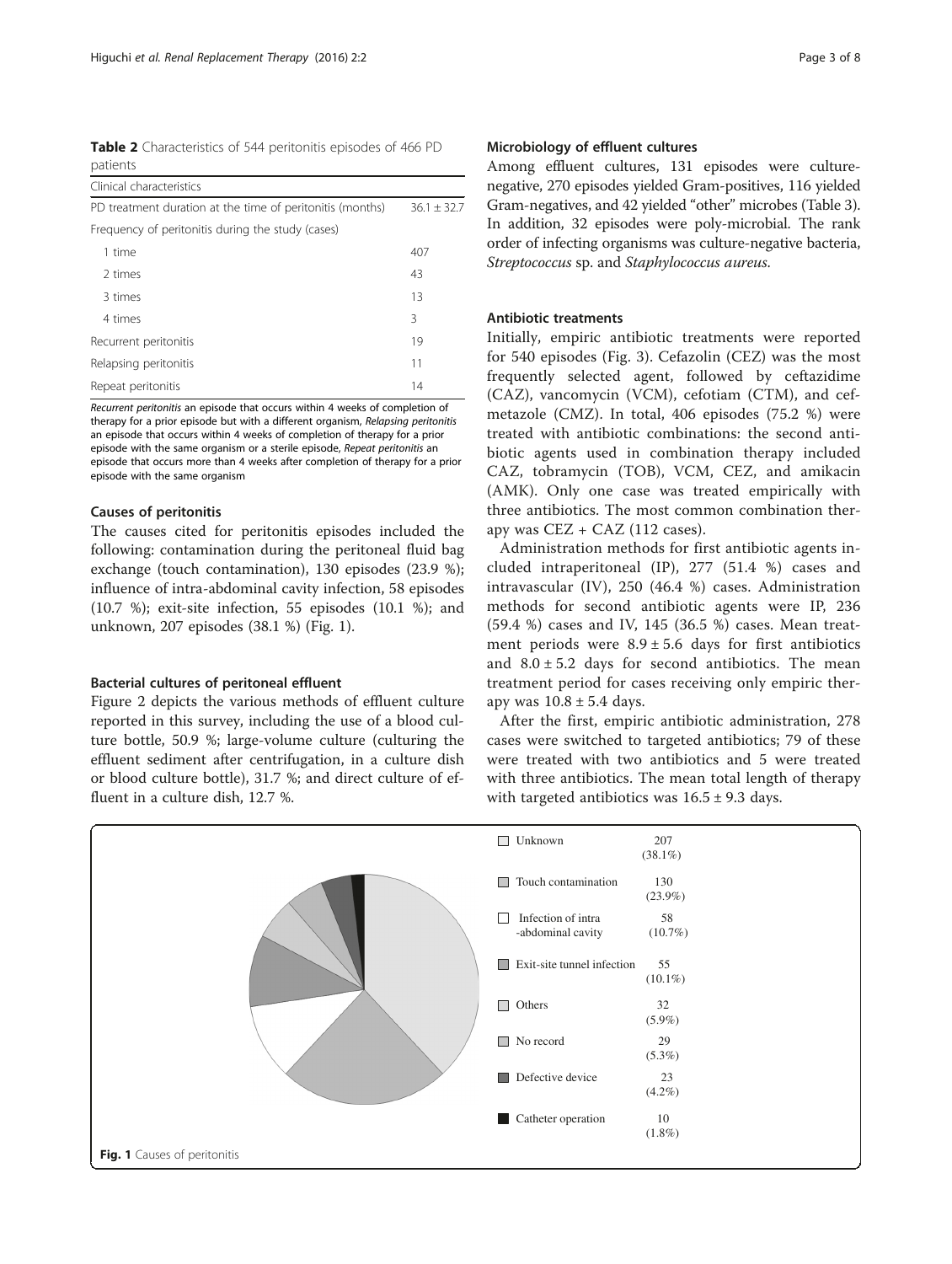**Table 2** Characteristics of 544 peritonitis episodes of 466 PD patients

| Clinical characteristics | |
|---|---|
| PD treatment duration at the time of peritonitis (months) | 36.1 ± 32.7 |
| Frequency of peritonitis during the study (cases) | |
| 1 time | 407 |
| 2 times | 43 |
| 3 times | 13 |
| 4 times | 3 |
| Recurrent peritonitis | 19 |
| Relapsing peritonitis | 11 |
| Repeat peritonitis | 14 |

*Recurrent peritonitis* an episode that occurs within 4 weeks of completion of therapy for a prior episode but with a different organism, *Relapsing peritonitis* an episode that occurs within 4 weeks of completion of therapy for a prior episode with the same organism or a sterile episode, *Repeat peritonitis* an episode that occurs more than 4 weeks after completion of therapy for a prior episode with the same organism

### Causes of peritonitis

The causes cited for peritonitis episodes included the following: contamination during the peritoneal fluid bag exchange (touch contamination), 130 episodes (23.9 %); influence of intra-abdominal cavity infection, 58 episodes (10.7 %); exit-site infection, 55 episodes (10.1 %); and unknown, 207 episodes (38.1 %) (Fig. 1).

### Bacterial cultures of peritoneal effluent

Figure 2 depicts the various methods of effluent culture reported in this survey, including the use of a blood culture bottle, 50.9 %; large-volume culture (culturing the effluent sediment after centrifugation, in a culture dish or blood culture bottle), 31.7 %; and direct culture of effluent in a culture dish, 12.7 %.

### Microbiology of effluent cultures

Among effluent cultures, 131 episodes were culture-negative, 270 episodes yielded Gram-positives, 116 yielded Gram-negatives, and 42 yielded "other" microbes (Table 3). In addition, 32 episodes were poly-microbial. The rank order of infecting organisms was culture-negative bacteria, *Streptococcus* sp. and *Staphylococcus aureus*.

### Antibiotic treatments

Initially, empiric antibiotic treatments were reported for 540 episodes (Fig. 3). Cefazolin (CEZ) was the most frequently selected agent, followed by ceftazidime (CAZ), vancomycin (VCM), cefotiam (CTM), and cefmetazole (CMZ). In total, 406 episodes (75.2 %) were treated with antibiotic combinations: the second antibiotic agents used in combination therapy included CAZ, tobramycin (TOB), VCM, CEZ, and amikacin (AMK). Only one case was treated empirically with three antibiotics. The most common combination therapy was CEZ + CAZ (112 cases).

Administration methods for first antibiotic agents included intraperitoneal (IP), 277 (51.4 %) cases and intravascular (IV), 250 (46.4 %) cases. Administration methods for second antibiotic agents were IP, 236 (59.4 %) cases and IV, 145 (36.5 %) cases. Mean treatment periods were 8.9 ± 5.6 days for first antibiotics and 8.0 ± 5.2 days for second antibiotics. The mean treatment period for cases receiving only empiric therapy was 10.8 ± 5.4 days.

After the first, empiric antibiotic administration, 278 cases were switched to targeted antibiotics; 79 of these were treated with two antibiotics and 5 were treated with three antibiotics. The mean total length of therapy with targeted antibiotics was 16.5 ± 9.3 days.

| Cause | Episodes |
|---|---|
| Unknown | 207 (38.1%) |
| Touch contamination | 130 (23.9%) |
| Infection of intra-abdominal cavity | 58 (10.7%) |
| Exit-site tunnel infection | 55 (10.1%) |
| Others | 32 (5.9%) |
| No record | 29 (5.3%) |
| Defective device | 23 (4.2%) |
| Catheter operation | 10 (1.8%) |

**Fig. 1** Causes of peritonitis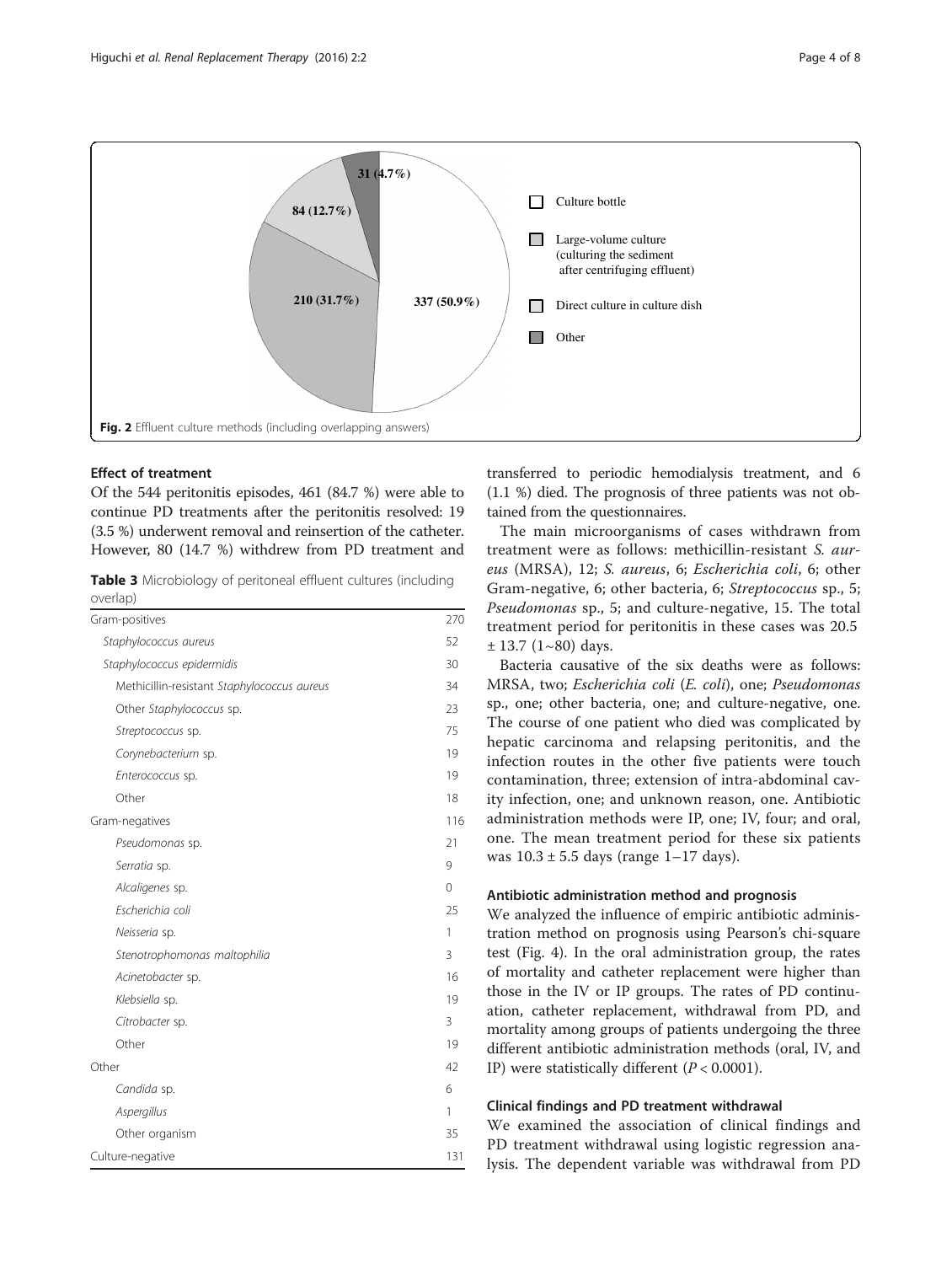Fig. 2 Effluent culture methods (including overlapping answers)

## Effect of treatment

Of the 544 peritonitis episodes, 461 (84.7 %) were able to continue PD treatments after the peritonitis resolved: 19 (3.5 %) underwent removal and reinsertion of the catheter. However, 80 (14.7 %) withdrew from PD treatment and transferred to periodic hemodialysis treatment, and 6 (1.1 %) died. The prognosis of three patients was not obtained from the questionnaires.

The main microorganisms of cases withdrawn from treatment were as follows: methicillin-resistant *S. aureus* (MRSA), 12; *S. aureus*, 6; *Escherichia coli*, 6; other Gram-negative, 6; other bacteria, 6; *Streptococcus* sp., 5; *Pseudomonas* sp., 5; and culture-negative, 15. The total treatment period for peritonitis in these cases was 20.5 ± 13.7 (1~80) days.

Bacteria causative of the six deaths were as follows: MRSA, two; *Escherichia coli* (*E. coli*), one; *Pseudomonas* sp., one; other bacteria, one; and culture-negative, one. The course of one patient who died was complicated by hepatic carcinoma and relapsing peritonitis, and the infection routes in the other five patients were touch contamination, three; extension of intra-abdominal cavity infection, one; and unknown reason, one. Antibiotic administration methods were IP, one; IV, four; and oral, one. The mean treatment period for these six patients was 10.3 ± 5.5 days (range 1–17 days).

**Table 3** Microbiology of peritoneal effluent cultures (including overlap)

| | |
|---|---|
| Gram-positives | 270 |
| *Staphylococcus aureus* | 52 |
| *Staphylococcus epidermidis* | 30 |
| Methicillin-resistant *Staphylococcus aureus* | 34 |
| Other *Staphylococcus* sp. | 23 |
| *Streptococcus* sp. | 75 |
| *Corynebacterium* sp. | 19 |
| *Enterococcus* sp. | 19 |
| Other | 18 |
| Gram-negatives | 116 |
| *Pseudomonas* sp. | 21 |
| *Serratia* sp. | 9 |
| *Alcaligenes* sp. | 0 |
| *Escherichia coli* | 25 |
| *Neisseria* sp. | 1 |
| *Stenotrophomonas maltophilia* | 3 |
| *Acinetobacter* sp. | 16 |
| *Klebsiella* sp. | 19 |
| *Citrobacter* sp. | 3 |
| Other | 19 |
| Other | 42 |
| *Candida* sp. | 6 |
| *Aspergillus* | 1 |
| Other organism | 35 |
| Culture-negative | 131 |

## Antibiotic administration method and prognosis

We analyzed the influence of empiric antibiotic administration method on prognosis using Pearson's chi-square test (Fig. 4). In the oral administration group, the rates of mortality and catheter replacement were higher than those in the IV or IP groups. The rates of PD continuation, catheter replacement, withdrawal from PD, and mortality among groups of patients undergoing the three different antibiotic administration methods (oral, IV, and IP) were statistically different ($P < 0.0001$).

## Clinical findings and PD treatment withdrawal

We examined the association of clinical findings and PD treatment withdrawal using logistic regression analysis. The dependent variable was withdrawal from PD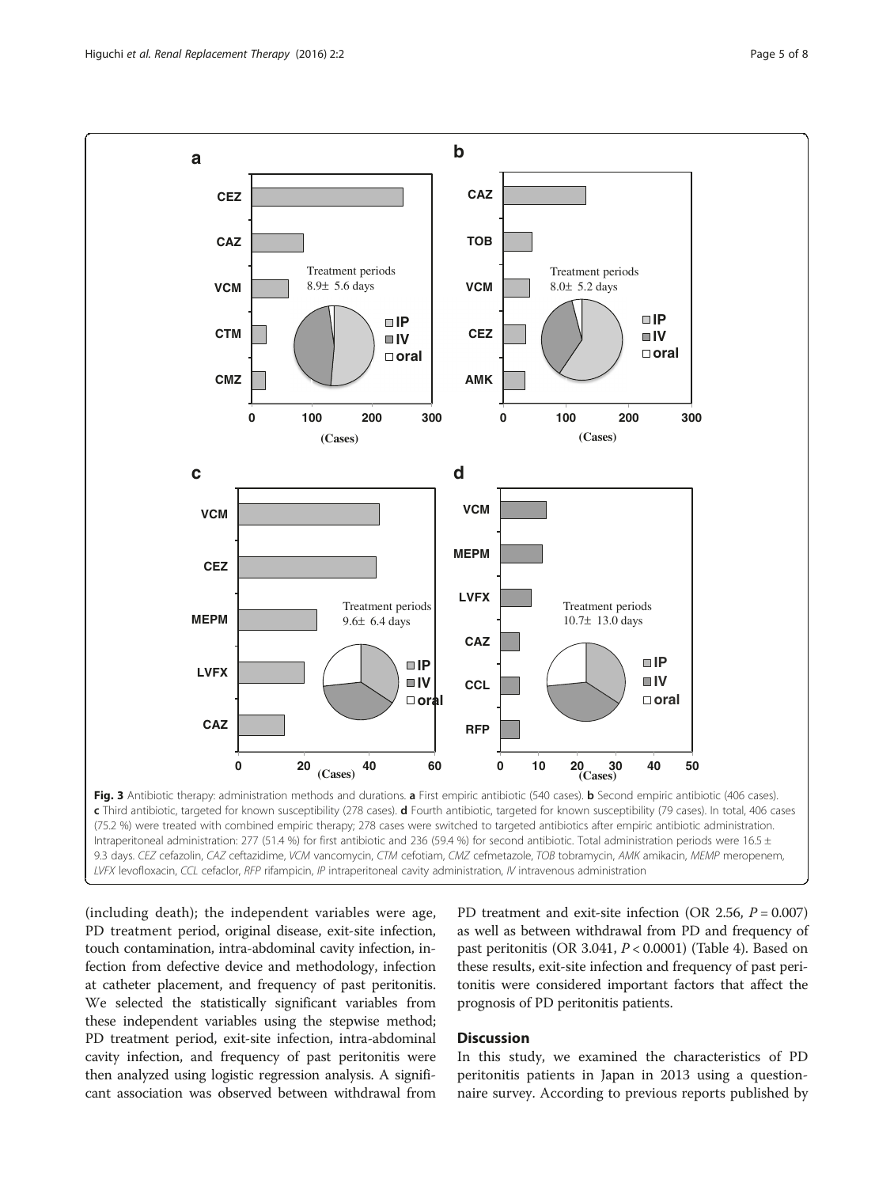Fig. 3 Antibiotic therapy: administration methods and durations. **a** First empiric antibiotic (540 cases). **b** Second empiric antibiotic (406 cases). **c** Third antibiotic, targeted for known susceptibility (278 cases). **d** Fourth antibiotic, targeted for known susceptibility (79 cases). In total, 406 cases (75.2 %) were treated with combined empiric therapy; 278 cases were switched to targeted antibiotics after empiric antibiotic administration. Intraperitoneal administration: 277 (51.4 %) for first antibiotic and 236 (59.4 %) for second antibiotic. Total administration periods were 16.5 ± 9.3 days. *CEZ* cefazolin, *CAZ* ceftazidime, *VCM* vancomycin, *CTM* cefotiam, *CMZ* cefmetazole, *TOB* tobramycin, *AMK* amikacin, *MEMP* meropenem, *LVFX* levofloxacin, *CCL* cefaclor, *RFP* rifampicin, *IP* intraperitoneal cavity administration, *IV* intravenous administration

(including death); the independent variables were age, PD treatment period, original disease, exit-site infection, touch contamination, intra-abdominal cavity infection, infection from defective device and methodology, infection at catheter placement, and frequency of past peritonitis. We selected the statistically significant variables from these independent variables using the stepwise method; PD treatment period, exit-site infection, intra-abdominal cavity infection, and frequency of past peritonitis were then analyzed using logistic regression analysis. A significant association was observed between withdrawal from PD treatment and exit-site infection (OR 2.56, $P = 0.007$) as well as between withdrawal from PD and frequency of past peritonitis (OR 3.041, $P < 0.0001$) (Table 4). Based on these results, exit-site infection and frequency of past peritonitis were considered important factors that affect the prognosis of PD peritonitis patients.

## Discussion

In this study, we examined the characteristics of PD peritonitis patients in Japan in 2013 using a questionnaire survey. According to previous reports published by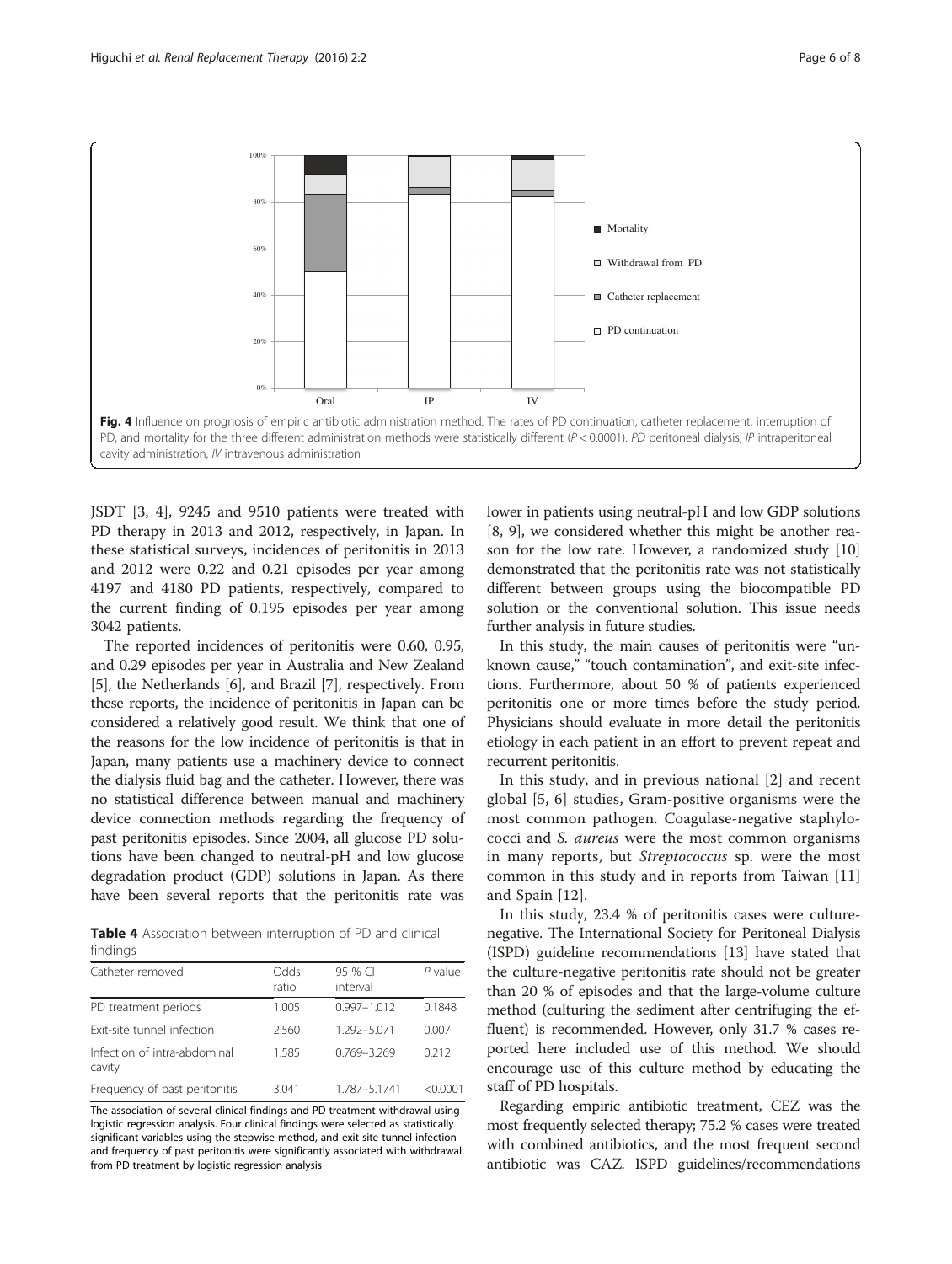Fig. 4 Influence on prognosis of empiric antibiotic administration method. The rates of PD continuation, catheter replacement, interruption of PD, and mortality for the three different administration methods were statistically different ($P < 0.0001$). *PD* peritoneal dialysis, *IP* intraperitoneal cavity administration, *IV* intravenous administration

JSDT [3, 4], 9245 and 9510 patients were treated with PD therapy in 2013 and 2012, respectively, in Japan. In these statistical surveys, incidences of peritonitis in 2013 and 2012 were 0.22 and 0.21 episodes per year among 4197 and 4180 PD patients, respectively, compared to the current finding of 0.195 episodes per year among 3042 patients.

The reported incidences of peritonitis were 0.60, 0.95, and 0.29 episodes per year in Australia and New Zealand [5], the Netherlands [6], and Brazil [7], respectively. From these reports, the incidence of peritonitis in Japan can be considered a relatively good result. We think that one of the reasons for the low incidence of peritonitis is that in Japan, many patients use a machinery device to connect the dialysis fluid bag and the catheter. However, there was no statistical difference between manual and machinery device connection methods regarding the frequency of past peritonitis episodes. Since 2004, all glucose PD solutions have been changed to neutral-pH and low glucose degradation product (GDP) solutions in Japan. As there have been several reports that the peritonitis rate was lower in patients using neutral-pH and low GDP solutions [8, 9], we considered whether this might be another reason for the low rate. However, a randomized study [10] demonstrated that the peritonitis rate was not statistically different between groups using the biocompatible PD solution or the conventional solution. This issue needs further analysis in future studies.

**Table 4** Association between interruption of PD and clinical findings

| Catheter removed | Odds ratio | 95 % CI interval | *P* value |
|---|---|---|---|
| PD treatment periods | 1.005 | 0.997–1.012 | 0.1848 |
| Exit-site tunnel infection | 2.560 | 1.292–5.071 | 0.007 |
| Infection of intra-abdominal cavity | 1.585 | 0.769–3.269 | 0.212 |
| Frequency of past peritonitis | 3.041 | 1.787–5.1741 | <0.0001 |

The association of several clinical findings and PD treatment withdrawal using logistic regression analysis. Four clinical findings were selected as statistically significant variables using the stepwise method, and exit-site tunnel infection and frequency of past peritonitis were significantly associated with withdrawal from PD treatment by logistic regression analysis

In this study, the main causes of peritonitis were "unknown cause," "touch contamination", and exit-site infections. Furthermore, about 50 % of patients experienced peritonitis one or more times before the study period. Physicians should evaluate in more detail the peritonitis etiology in each patient in an effort to prevent repeat and recurrent peritonitis.

In this study, and in previous national [2] and recent global [5, 6] studies, Gram-positive organisms were the most common pathogen. Coagulase-negative staphylococci and *S. aureus* were the most common organisms in many reports, but *Streptococcus* sp. were the most common in this study and in reports from Taiwan [11] and Spain [12].

In this study, 23.4 % of peritonitis cases were culture-negative. The International Society for Peritoneal Dialysis (ISPD) guideline recommendations [13] have stated that the culture-negative peritonitis rate should not be greater than 20 % of episodes and that the large-volume culture method (culturing the sediment after centrifuging the effluent) is recommended. However, only 31.7 % cases reported here included use of this method. We should encourage use of this culture method by educating the staff of PD hospitals.

Regarding empiric antibiotic treatment, CEZ was the most frequently selected therapy; 75.2 % cases were treated with combined antibiotics, and the most frequent second antibiotic was CAZ. ISPD guidelines/recommendations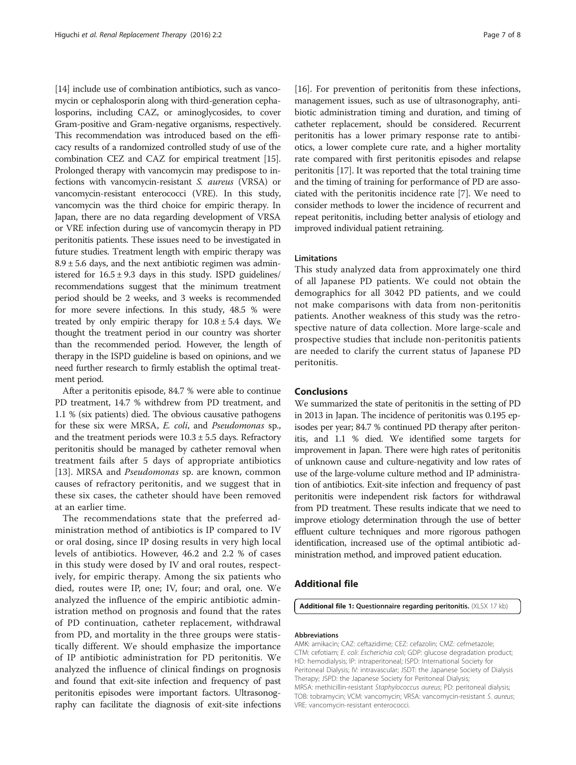[14] include use of combination antibiotics, such as vancomycin or cephalosporin along with third-generation cephalosporins, including CAZ, or aminoglycosides, to cover Gram-positive and Gram-negative organisms, respectively. This recommendation was introduced based on the efficacy results of a randomized controlled study of use of the combination CEZ and CAZ for empirical treatment [15]. Prolonged therapy with vancomycin may predispose to infections with vancomycin-resistant *S. aureus* (VRSA) or vancomycin-resistant enterococci (VRE). In this study, vancomycin was the third choice for empiric therapy. In Japan, there are no data regarding development of VRSA or VRE infection during use of vancomycin therapy in PD peritonitis patients. These issues need to be investigated in future studies. Treatment length with empiric therapy was $8.9 \pm 5.6$ days, and the next antibiotic regimen was administered for $16.5 \pm 9.3$ days in this study. ISPD guidelines/recommendations suggest that the minimum treatment period should be 2 weeks, and 3 weeks is recommended for more severe infections. In this study, 48.5 % were treated by only empiric therapy for $10.8 \pm 5.4$ days. We thought the treatment period in our country was shorter than the recommended period. However, the length of therapy in the ISPD guideline is based on opinions, and we need further research to firmly establish the optimal treatment period.

After a peritonitis episode, 84.7 % were able to continue PD treatment, 14.7 % withdrew from PD treatment, and 1.1 % (six patients) died. The obvious causative pathogens for these six were MRSA, *E. coli*, and *Pseudomonas* sp., and the treatment periods were $10.3 \pm 5.5$ days. Refractory peritonitis should be managed by catheter removal when treatment fails after 5 days of appropriate antibiotics [13]. MRSA and *Pseudomonas* sp. are known, common causes of refractory peritonitis, and we suggest that in these six cases, the catheter should have been removed at an earlier time.

The recommendations state that the preferred administration method of antibiotics is IP compared to IV or oral dosing, since IP dosing results in very high local levels of antibiotics. However, 46.2 and 2.2 % of cases in this study were dosed by IV and oral routes, respectively, for empiric therapy. Among the six patients who died, routes were IP, one; IV, four; and oral, one. We analyzed the influence of the empiric antibiotic administration method on prognosis and found that the rates of PD continuation, catheter replacement, withdrawal from PD, and mortality in the three groups were statistically different. We should emphasize the importance of IP antibiotic administration for PD peritonitis. We analyzed the influence of clinical findings on prognosis and found that exit-site infection and frequency of past peritonitis episodes were important factors. Ultrasonography can facilitate the diagnosis of exit-site infections [16]. For prevention of peritonitis from these infections, management issues, such as use of ultrasonography, antibiotic administration timing and duration, and timing of catheter replacement, should be considered. Recurrent peritonitis has a lower primary response rate to antibiotics, a lower complete cure rate, and a higher mortality rate compared with first peritonitis episodes and relapse peritonitis [17]. It was reported that the total training time and the timing of training for performance of PD are associated with the peritonitis incidence rate [7]. We need to consider methods to lower the incidence of recurrent and repeat peritonitis, including better analysis of etiology and improved individual patient retraining.

### Limitations

This study analyzed data from approximately one third of all Japanese PD patients. We could not obtain the demographics for all 3042 PD patients, and we could not make comparisons with data from non-peritonitis patients. Another weakness of this study was the retrospective nature of data collection. More large-scale and prospective studies that include non-peritonitis patients are needed to clarify the current status of Japanese PD peritonitis.

## Conclusions

We summarized the state of peritonitis in the setting of PD in 2013 in Japan. The incidence of peritonitis was 0.195 episodes per year; 84.7 % continued PD therapy after peritonitis, and 1.1 % died. We identified some targets for improvement in Japan. There were high rates of peritonitis of unknown cause and culture-negativity and low rates of use of the large-volume culture method and IP administration of antibiotics. Exit-site infection and frequency of past peritonitis were independent risk factors for withdrawal from PD treatment. These results indicate that we need to improve etiology determination through the use of better effluent culture techniques and more rigorous pathogen identification, increased use of the optimal antibiotic administration method, and improved patient education.

## Additional file

**Additional file 1: Questionnaire regarding peritonitis.** (XLSX 17 kb)

#### Abbreviations

AMK: amikacin; CAZ: ceftazidime; CEZ: cefazolin; CMZ: cefmetazole; CTM: cefotiam; *E. coli*: *Escherichia coli*; GDP: glucose degradation product; HD: hemodialysis; IP: intraperitoneal; ISPD: International Society for Peritoneal Dialysis; IV: intravascular; JSDT: the Japanese Society of Dialysis Therapy; JSPD: the Japanese Society for Peritoneal Dialysis; MRSA: methicillin-resistant *Staphylococcus aureus*; PD: peritoneal dialysis; TOB: tobramycin; VCM: vancomycin; VRSA: vancomycin-resistant *S. aureus*; VRE: vancomycin-resistant enterococci.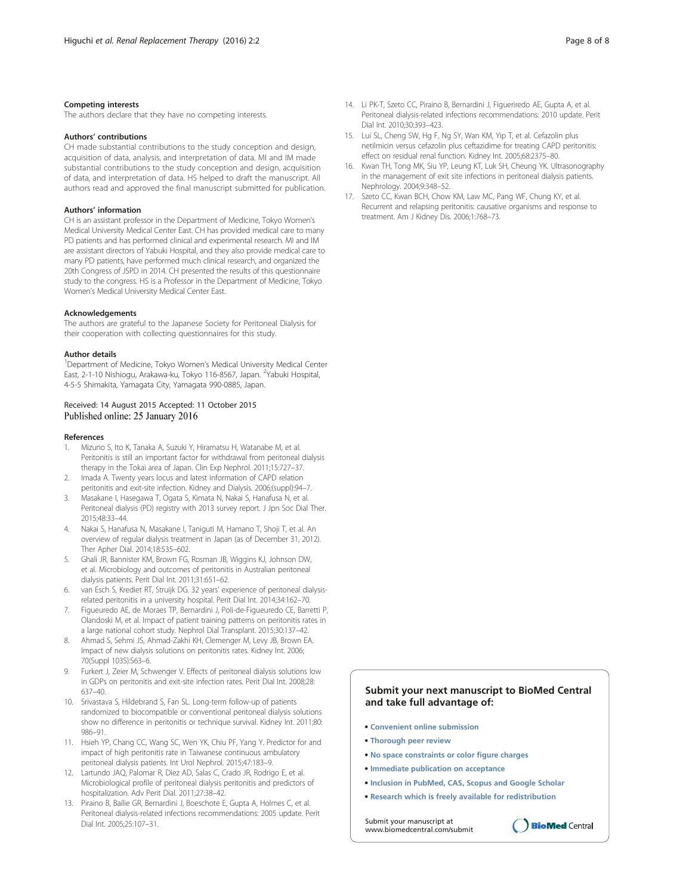#### Competing interests

The authors declare that they have no competing interests.

#### Authors' contributions

CH made substantial contributions to the study conception and design, acquisition of data, analysis, and interpretation of data. MI and IM made substantial contributions to the study conception and design, acquisition of data, and interpretation of data. HS helped to draft the manuscript. All authors read and approved the final manuscript submitted for publication.

#### Authors' information

CH is an assistant professor in the Department of Medicine, Tokyo Women's Medical University Medical Center East. CH has provided medical care to many PD patients and has performed clinical and experimental research. MI and IM are assistant directors of Yabuki Hospital, and they also provide medical care to many PD patients, have performed much clinical research, and organized the 20th Congress of JSPD in 2014. CH presented the results of this questionnaire study to the congress. HS is a Professor in the Department of Medicine, Tokyo Women's Medical University Medical Center East.

#### Acknowledgements

The authors are grateful to the Japanese Society for Peritoneal Dialysis for their cooperation with collecting questionnaires for this study.

#### Author details

[1]Department of Medicine, Tokyo Women's Medical University Medical Center East, 2-1-10 Nishiogu, Arakawa-ku, Tokyo 116-8567, Japan. [2]Yabuki Hospital, 4-5-5 Shimakita, Yamagata City, Yamagata 990-0885, Japan.

Received: 14 August 2015 Accepted: 11 October 2015
Published online: 25 January 2016

#### References

1. Mizuno S, Ito K, Tanaka A, Suzuki Y, Hiramatsu H, Watanabe M, et al. Peritonitis is still an important factor for withdrawal from peritoneal dialysis therapy in the Tokai area of Japan. Clin Exp Nephrol. 2011;15:727–37.
2. Imada A. Twenty years locus and latest information of CAPD relation peritonitis and exit-site infection. Kidney and Dialysis. 2006;(suppl):94–7.
3. Masakane I, Hasegawa T, Ogata S, Kimata N, Nakai S, Hanafusa N, et al. Peritoneal dialysis (PD) registry with 2013 survey report. J Jpn Soc Dial Ther. 2015;48:33–44.
4. Nakai S, Hanafusa N, Masakane I, Taniguti M, Hamano T, Shoji T, et al. An overview of regular dialysis treatment in Japan (as of December 31, 2012). Ther Apher Dial. 2014;18:535–602.
5. Ghali JR, Bannister KM, Brown FG, Rosman JB, Wiggins KJ, Johnson DW, et al. Microbiology and outcomes of peritonitis in Australian peritoneal dialysis patients. Perit Dial Int. 2011;31:651–62.
6. van Esch S, Krediet RT, Struijk DG. 32 years' experience of peritoneal dialysis-related peritonitis in a university hospital. Perit Dial Int. 2014;34:162–70.
7. Figueuredo AE, de Moraes TP, Bernardini J, Poli-de-Figueuredo CE, Barretti P, Olandoski M, et al. Impact of patient training patterns on peritonitis rates in a large national cohort study. Nephrol Dial Transplant. 2015;30:137–42.
8. Ahmad S, Sehmi JS, Ahmad-Zakhi KH, Clemenger M, Levy JB, Brown EA. Impact of new dialysis solutions on peritonitis rates. Kidney Int. 2006; 70(Suppl 103S):S63–6.
9. Furkert J, Zeier M, Schwenger V. Effects of peritoneal dialysis solutions low in GDPs on peritonitis and exit-site infection rates. Perit Dial Int. 2008;28: 637–40.
10. Srivastava S, Hildebrand S, Fan SL. Long-term follow-up of patients randomized to biocompatible or conventional peritoneal dialysis solutions show no difference in peritonitis or technique survival. Kidney Int. 2011;80: 986–91.
11. Hsieh YP, Chang CC, Wang SC, Wen YK, Chiu PF, Yang Y. Predictor for and impact of high peritonitis rate in Taiwanese continuous ambulatory peritoneal dialysis patients. Int Urol Nephrol. 2015;47:183–9.
12. Lartundo JAQ, Palomar R, Diez AD, Salas C, Crado JR, Rodrigo E, et al. Microbiological profile of peritoneal dialysis peritonitis and predictors of hospitalization. Adv Perit Dial. 2011;27:38–42.
13. Piraino B, Bailie GR, Bernardini J, Boeschote E, Gupta A, Holmes C, et al. Peritoneal dialysis-related infections recommendations: 2005 update. Perit Dial Int. 2005;25:107–31.
14. Li PK-T, Szeto CC, Piraino B, Bernardini J, Figueriredo AE, Gupta A, et al. Peritoneal dialysis-related infections recommendations: 2010 update. Perit Dial Int. 2010;30:393–423.
15. Lui SL, Cheng SW, Hg F, Ng SY, Wan KM, Yip T, et al. Cefazolin plus netilmicin versus cefazolin plus ceftazidime for treating CAPD peritonitis: effect on residual renal function. Kidney Int. 2005;68:2375–80.
16. Kwan TH, Tong MK, Siu YP, Leung KT, Luk SH, Cheung YK. Ultrasonography in the management of exit site infections in peritoneal dialysis patients. Nephrology. 2004;9:348–52.
17. Szeto CC, Kwan BCH, Chow KM, Law MC, Pang WF, Chung KY, et al. Recurrent and relapsing peritonitis: causative organisms and response to treatment. Am J Kidney Dis. 2006;1:768–73.

**Submit your next manuscript to BioMed Central and take full advantage of:**

- Convenient online submission
- Thorough peer review
- No space constraints or color figure charges
- Immediate publication on acceptance
- Inclusion in PubMed, CAS, Scopus and Google Scholar
- Research which is freely available for redistribution

Submit your manuscript at
www.biomedcentral.com/submit

BioMed Central